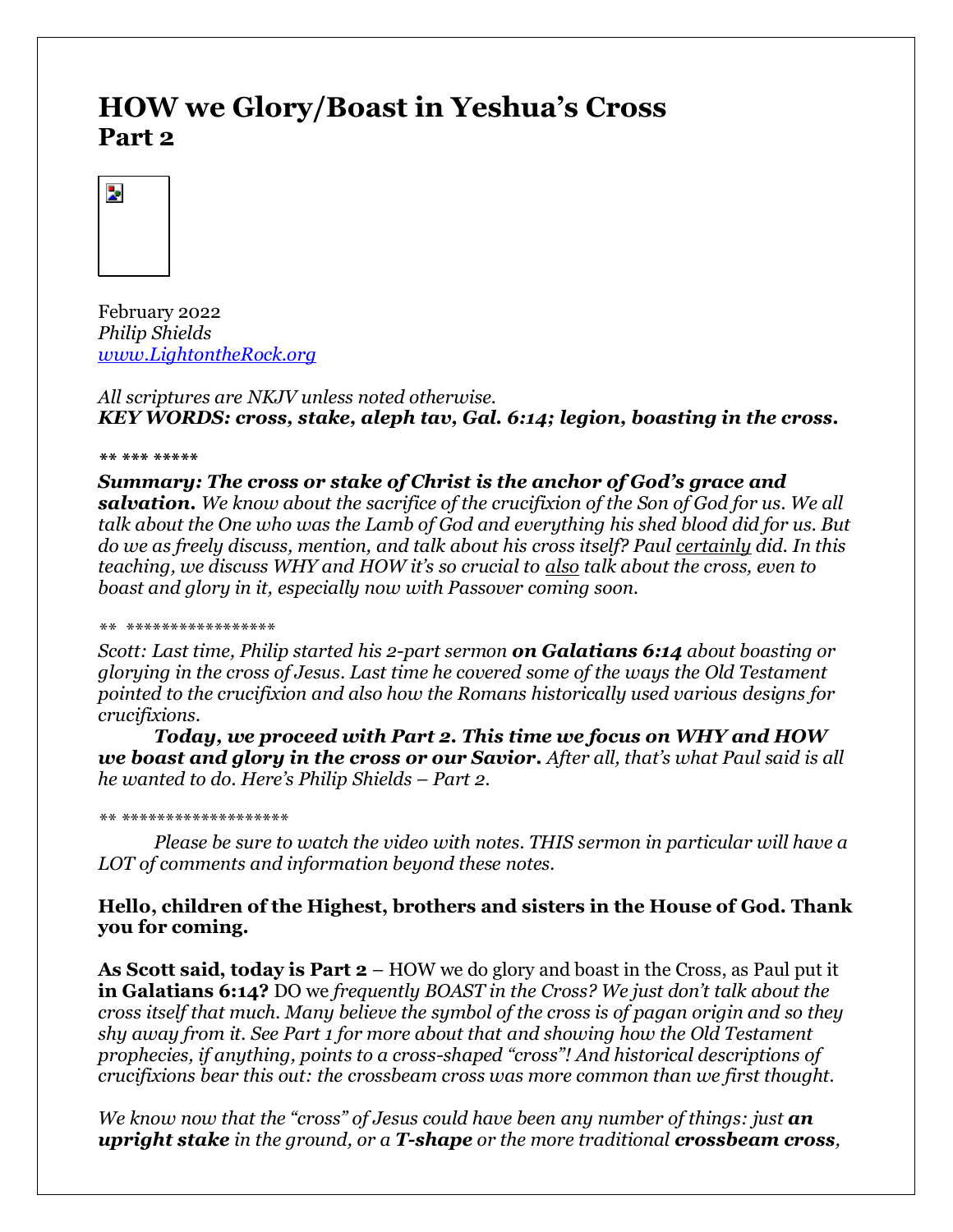# HOW we Glory/Boast in Yeshua's Cross
## Part 2

February 2022
*Philip Shields*
*www.LightontheRock.org*

*All scriptures are NKJV unless noted otherwise.*
***KEY WORDS: cross, stake, aleph tav, Gal. 6:14; legion, boasting in the cross.***

*** *** *****

***Summary: The cross or stake of Christ is the anchor of God's grace and salvation.*** *We know about the sacrifice of the crucifixion of the Son of God for us. We all talk about the One who was the Lamb of God and everything his shed blood did for us. But do we as freely discuss, mention, and talk about his cross itself? Paul certainly did. In this teaching, we discuss WHY and HOW it's so crucial to also talk about the cross, even to boast and glory in it, especially now with Passover coming soon.*

*** *****************

*Scott: Last time, Philip started his 2-part sermon* ***on Galatians 6:14*** *about boasting or glorying in the cross of Jesus. Last time he covered some of the ways the Old Testament pointed to the crucifixion and also how the Romans historically used various designs for crucifixions.*

***Today, we proceed with Part 2. This time we focus on WHY and HOW we boast and glory in the cross or our Savior.*** *After all, that's what Paul said is all he wanted to do. Here's Philip Shields – Part 2.*

*** *******************

*Please be sure to watch the video with notes. THIS sermon in particular will have a LOT of comments and information beyond these notes.*

**Hello, children of the Highest, brothers and sisters in the House of God. Thank you for coming.**

**As Scott said, today is Part 2** – HOW we do glory and boast in the Cross, as Paul put it **in Galatians 6:14?** DO we *frequently BOAST in the Cross? We just don't talk about the cross itself that much. Many believe the symbol of the cross is of pagan origin and so they shy away from it. See Part 1 for more about that and showing how the Old Testament prophecies, if anything, points to a cross-shaped "cross"! And historical descriptions of crucifixions bear this out: the crossbeam cross was more common than we first thought.*

*We know now that the "cross" of Jesus could have been any number of things: just* ***an upright stake*** *in the ground, or a* ***T-shape*** *or the more traditional* ***crossbeam cross****,*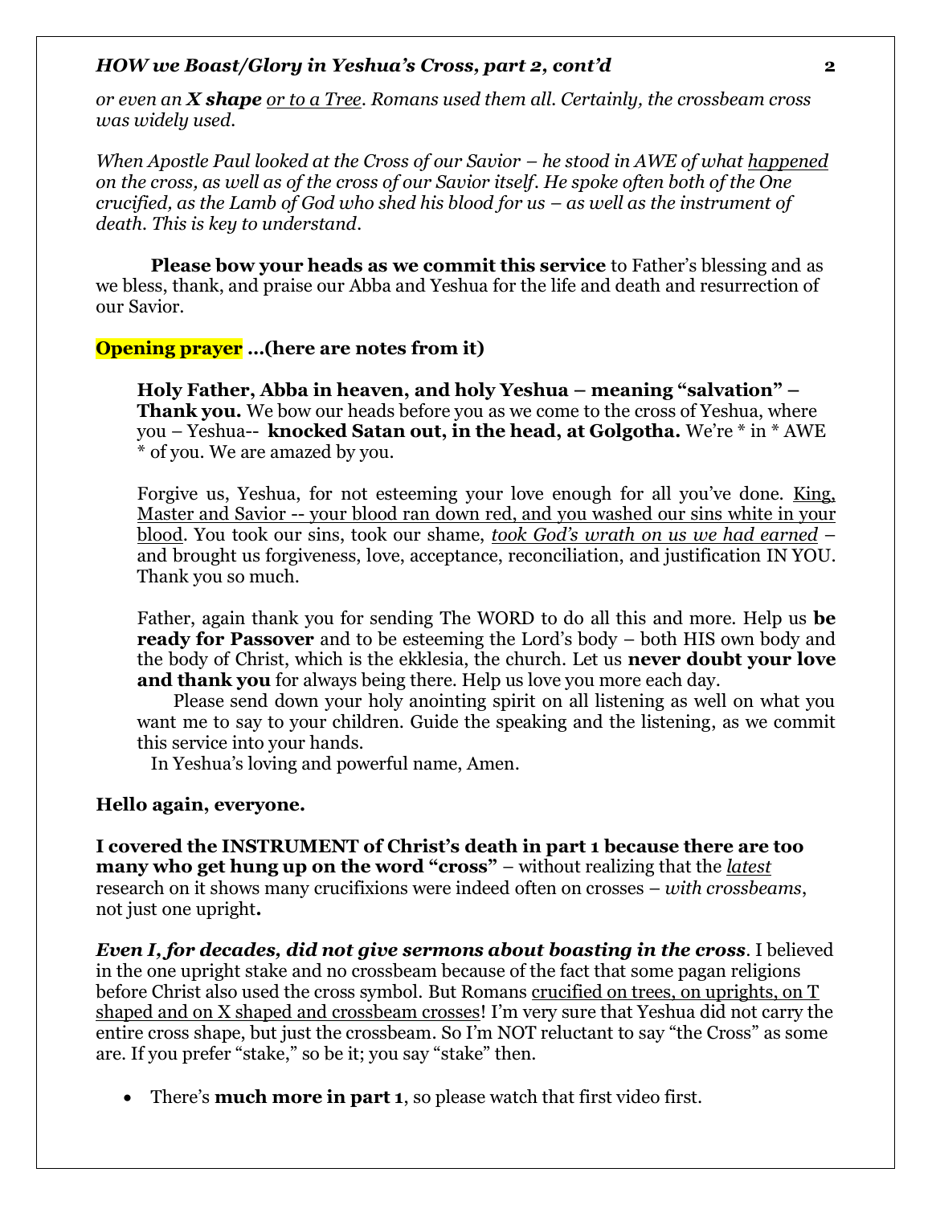*or even an **X shape** <u>or to a Tree</u>. Romans used them all. Certainly, the crossbeam cross was widely used.*

*When Apostle Paul looked at the Cross of our Savior – he stood in AWE of what <u>happened</u> on the cross, as well as of the cross of our Savior itself. He spoke often both of the One crucified, as the Lamb of God who shed his blood for us – as well as the instrument of death. This is key to understand.*

**Please bow your heads as we commit this service** to Father's blessing and as we bless, thank, and praise our Abba and Yeshua for the life and death and resurrection of our Savior.

**Opening prayer …(here are notes from it)**

> **Holy Father, Abba in heaven, and holy Yeshua – meaning "salvation" – Thank you.** We bow our heads before you as we come to the cross of Yeshua, where you – Yeshua-- **knocked Satan out, in the head, at Golgotha.** We're * in * AWE * of you. We are amazed by you.
>
> Forgive us, Yeshua, for not esteeming your love enough for all you've done. <u>King, Master and Savior -- your blood ran down red, and you washed our sins white in your blood</u>. You took our sins, took our shame, <u>*took God's wrath on us we had earned*</u> – and brought us forgiveness, love, acceptance, reconciliation, and justification IN YOU. Thank you so much.
>
> Father, again thank you for sending The WORD to do all this and more. Help us **be ready for Passover** and to be esteeming the Lord's body – both HIS own body and the body of Christ, which is the ekklesia, the church. Let us **never doubt your love and thank you** for always being there. Help us love you more each day.
>
> Please send down your holy anointing spirit on all listening as well on what you want me to say to your children. Guide the speaking and the listening, as we commit this service into your hands.
>
> In Yeshua's loving and powerful name, Amen.

**Hello again, everyone.**

**I covered the INSTRUMENT of Christ's death in part 1 because there are too many who get hung up on the word "cross"** – without realizing that the <u>*latest*</u> research on it shows many crucifixions were indeed often on crosses – *with crossbeams*, not just one upright**.**

***Even I, for decades, did not give sermons about boasting in the cross***. I believed in the one upright stake and no crossbeam because of the fact that some pagan religions before Christ also used the cross symbol. But Romans <u>crucified on trees, on uprights, on T shaped and on X shaped and crossbeam crosses</u>! I'm very sure that Yeshua did not carry the entire cross shape, but just the crossbeam. So I'm NOT reluctant to say "the Cross" as some are. If you prefer "stake," so be it; you say "stake" then.

- There's **much more in part 1**, so please watch that first video first.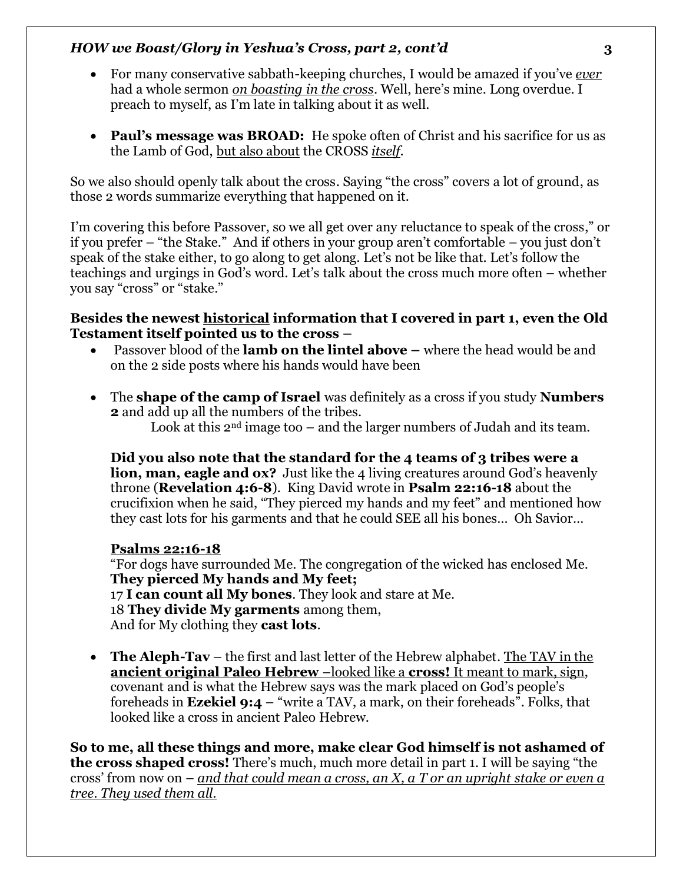- For many conservative sabbath-keeping churches, I would be amazed if you've ***ever*** had a whole sermon ***on boasting in the cross***. Well, here's mine. Long overdue. I preach to myself, as I'm late in talking about it as well.

- **Paul's message was BROAD:** He spoke often of Christ and his sacrifice for us as the Lamb of God, but also about the CROSS *itself*.

So we also should openly talk about the cross. Saying "the cross" covers a lot of ground, as those 2 words summarize everything that happened on it.

I'm covering this before Passover, so we all get over any reluctance to speak of the cross," or if you prefer – "the Stake." And if others in your group aren't comfortable – you just don't speak of the stake either, to go along to get along. Let's not be like that. Let's follow the teachings and urgings in God's word. Let's talk about the cross much more often – whether you say "cross" or "stake."

**Besides the newest historical information that I covered in part 1, even the Old Testament itself pointed us to the cross –**

- Passover blood of the **lamb on the lintel above –** where the head would be and on the 2 side posts where his hands would have been

- The **shape of the camp of Israel** was definitely as a cross if you study **Numbers 2** and add up all the numbers of the tribes.
  Look at this 2nd image too – and the larger numbers of Judah and its team.

  **Did you also note that the standard for the 4 teams of 3 tribes were a lion, man, eagle and ox?** Just like the 4 living creatures around God's heavenly throne (**Revelation 4:6-8**). King David wrote in **Psalm 22:16-18** about the crucifixion when he said, "They pierced my hands and my feet" and mentioned how they cast lots for his garments and that he could SEE all his bones… Oh Savior…

  **Psalms 22:16-18**
  "For dogs have surrounded Me. The congregation of the wicked has enclosed Me.
  **They pierced My hands and My feet;**
  17 **I can count all My bones**. They look and stare at Me.
  18 **They divide My garments** among them,
  And for My clothing they **cast lots**.

- **The Aleph-Tav** – the first and last letter of the Hebrew alphabet. The TAV in the **ancient original Paleo Hebrew** –looked like a **cross!** It meant to mark, sign, covenant and is what the Hebrew says was the mark placed on God's people's foreheads in **Ezekiel 9:4** – "write a TAV, a mark, on their foreheads". Folks, that looked like a cross in ancient Paleo Hebrew.

**So to me, all these things and more, make clear God himself is not ashamed of the cross shaped cross!** There's much, much more detail in part 1. I will be saying "the cross' from now on – ***and that could mean a cross, an X, a T or an upright stake or even a tree. They used them all.***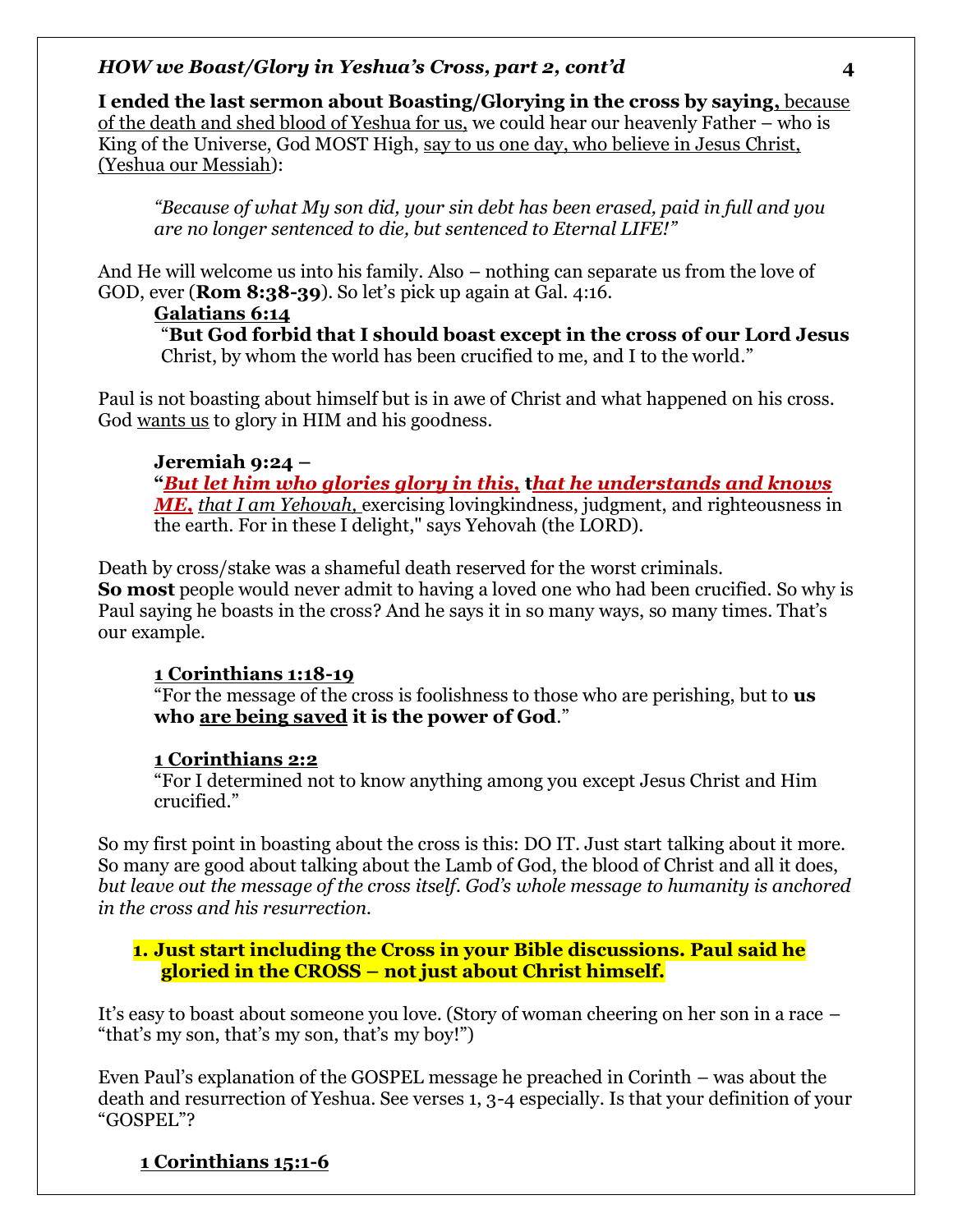**I ended the last sermon about Boasting/Glorying in the cross by saying,** because of the death and shed blood of Yeshua for us, we could hear our heavenly Father – who is King of the Universe, God MOST High, say to us one day, who believe in Jesus Christ, (Yeshua our Messiah):

> *"Because of what My son did, your sin debt has been erased, paid in full and you are no longer sentenced to die, but sentenced to Eternal LIFE!"*

And He will welcome us into his family. Also – nothing can separate us from the love of GOD, ever (**Rom 8:38-39**). So let's pick up again at Gal. 4:16.

> **Galatians 6:14**
> "**But God forbid that I should boast except in the cross of our Lord Jesus** Christ, by whom the world has been crucified to me, and I to the world."

Paul is not boasting about himself but is in awe of Christ and what happened on his cross. God wants us to glory in HIM and his goodness.

> **Jeremiah 9:24 –**
> **"*But let him who glories glory in this,* t*hat he understands and knows ME,*** *that I am Yehovah,* exercising lovingkindness, judgment, and righteousness in the earth. For in these I delight," says Yehovah (the LORD).

Death by cross/stake was a shameful death reserved for the worst criminals.
**So most** people would never admit to having a loved one who had been crucified. So why is Paul saying he boasts in the cross? And he says it in so many ways, so many times. That's our example.

> **1 Corinthians 1:18-19**
> "For the message of the cross is foolishness to those who are perishing, but to **us who are being saved it is the power of God**."

> **1 Corinthians 2:2**
> "For I determined not to know anything among you except Jesus Christ and Him crucified."

So my first point in boasting about the cross is this: DO IT. Just start talking about it more. So many are good about talking about the Lamb of God, the blood of Christ and all it does, *but leave out the message of the cross itself. God's whole message to humanity is anchored in the cross and his resurrection.*

1. **Just start including the Cross in your Bible discussions. Paul said he gloried in the CROSS – not just about Christ himself.**

It's easy to boast about someone you love. (Story of woman cheering on her son in a race – "that's my son, that's my son, that's my boy!")

Even Paul's explanation of the GOSPEL message he preached in Corinth – was about the death and resurrection of Yeshua. See verses 1, 3-4 especially. Is that your definition of your "GOSPEL"?

> **1 Corinthians 15:1-6**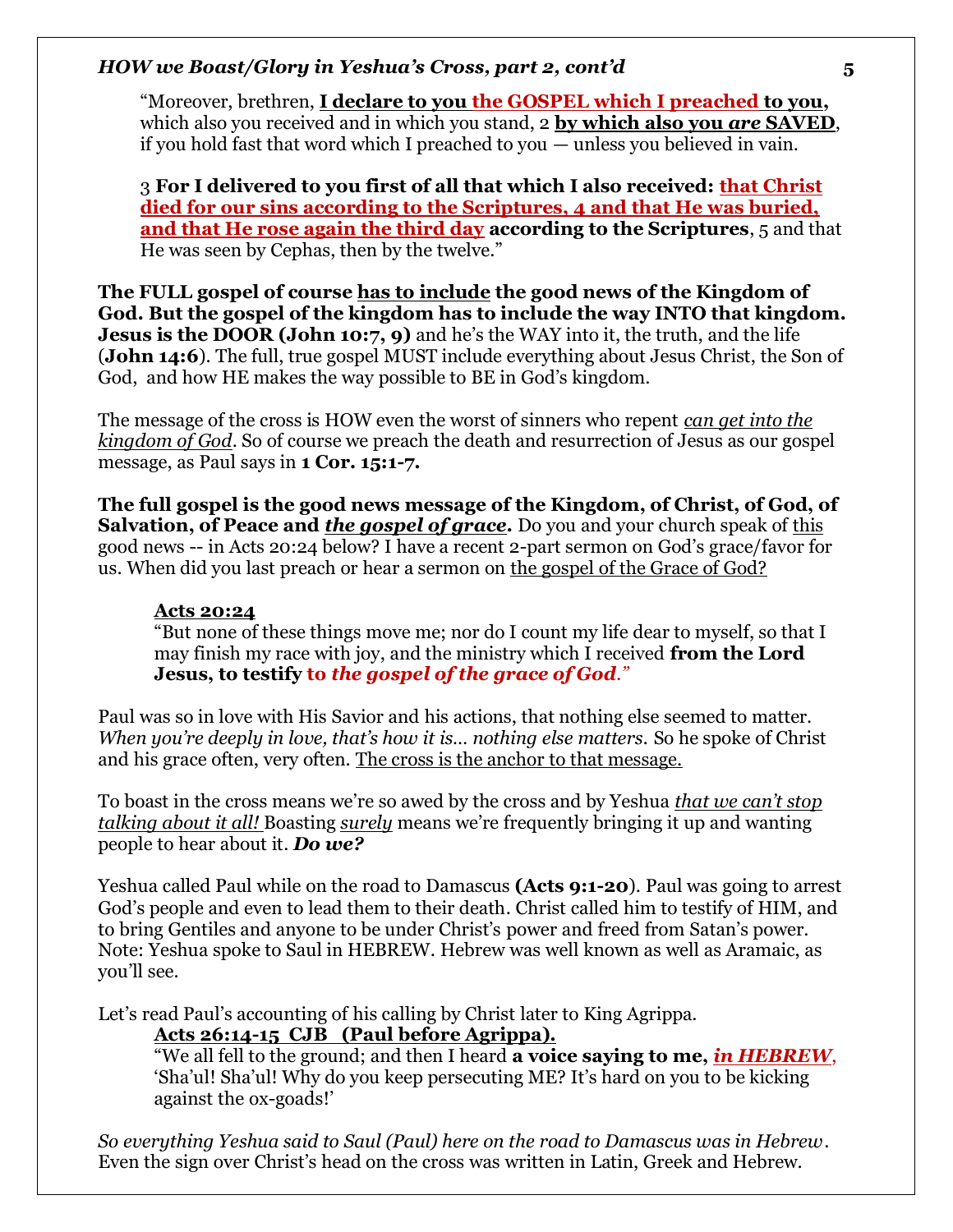"Moreover, brethren, **I declare to you the GOSPEL which I preached to you,** which also you received and in which you stand, 2 **by which also you *are* SAVED**, if you hold fast that word which I preached to you — unless you believed in vain.

3 **For I delivered to you first of all that which I also received: that Christ died for our sins according to the Scriptures, 4 and that He was buried, and that He rose again the third day according to the Scriptures**, 5 and that He was seen by Cephas, then by the twelve."

**The FULL gospel of course has to include the good news of the Kingdom of God. But the gospel of the kingdom has to include the way INTO that kingdom. Jesus is the DOOR (John 10:7, 9)** and he's the WAY into it, the truth, and the life (**John 14:6**). The full, true gospel MUST include everything about Jesus Christ, the Son of God, and how HE makes the way possible to BE in God's kingdom.

The message of the cross is HOW even the worst of sinners who repent *can get into the kingdom of God*. So of course we preach the death and resurrection of Jesus as our gospel message, as Paul says in **1 Cor. 15:1-7.**

**The full gospel is the good news message of the Kingdom, of Christ, of God, of Salvation, of Peace and *the gospel of grace*.** Do you and your church speak of this good news -- in Acts 20:24 below? I have a recent 2-part sermon on God's grace/favor for us. When did you last preach or hear a sermon on the gospel of the Grace of God?

> **Acts 20:24**
> "But none of these things move me; nor do I count my life dear to myself, so that I may finish my race with joy, and the ministry which I received **from the Lord Jesus, to testify to *the gospel of the grace of God*.**"

Paul was so in love with His Savior and his actions, that nothing else seemed to matter. *When you're deeply in love, that's how it is… nothing else matters.* So he spoke of Christ and his grace often, very often. The cross is the anchor to that message.

To boast in the cross means we're so awed by the cross and by Yeshua *that we can't stop talking about it all!* Boasting *surely* means we're frequently bringing it up and wanting people to hear about it. ***Do we?***

Yeshua called Paul while on the road to Damascus **(Acts 9:1-20**). Paul was going to arrest God's people and even to lead them to their death. Christ called him to testify of HIM, and to bring Gentiles and anyone to be under Christ's power and freed from Satan's power. Note: Yeshua spoke to Saul in HEBREW. Hebrew was well known as well as Aramaic, as you'll see.

Let's read Paul's accounting of his calling by Christ later to King Agrippa.

> **Acts 26:14-15 CJB (Paul before Agrippa).**
> "We all fell to the ground; and then I heard **a voice saying to me, *in HEBREW*,** 'Sha'ul! Sha'ul! Why do you keep persecuting ME? It's hard on you to be kicking against the ox-goads!'

*So everything Yeshua said to Saul (Paul) here on the road to Damascus was in Hebrew*. Even the sign over Christ's head on the cross was written in Latin, Greek and Hebrew.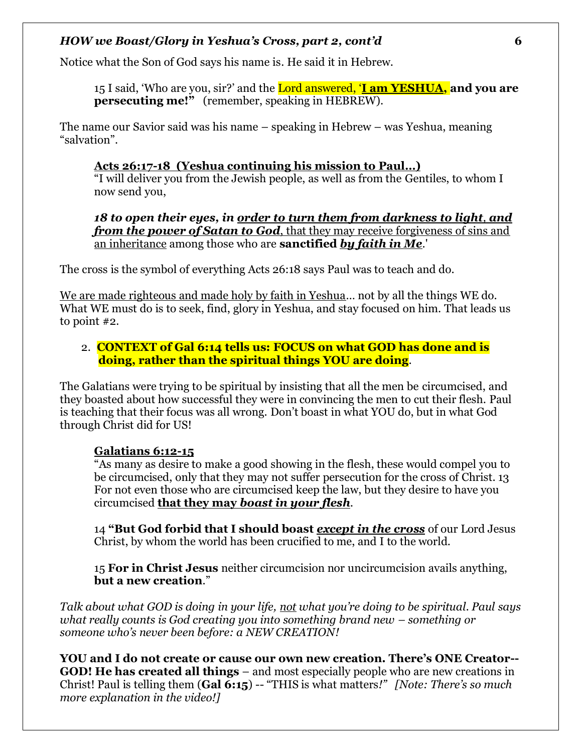Notice what the Son of God says his name is. He said it in Hebrew.

> 15 I said, 'Who are you, sir?' and the Lord answered, '**I am YESHUA, and you are persecuting me!"** (remember, speaking in HEBREW).

The name our Savior said was his name – speaking in Hebrew – was Yeshua, meaning "salvation".

> **Acts 26:17-18 (Yeshua continuing his mission to Paul…)**
> "I will deliver you from the Jewish people, as well as from the Gentiles, to whom I now send you,
>
> ***18 to open their eyes, in order to turn them from darkness to light, and from the power of Satan to God***, that they may receive forgiveness of sins and an inheritance among those who are **sanctified *by faith in Me***.'

The cross is the symbol of everything Acts 26:18 says Paul was to teach and do.

We are made righteous and made holy by faith in Yeshua… not by all the things WE do. What WE must do is to seek, find, glory in Yeshua, and stay focused on him. That leads us to point #2.

2. **CONTEXT of Gal 6:14 tells us: FOCUS on what GOD has done and is doing, rather than the spiritual things YOU are doing**.

The Galatians were trying to be spiritual by insisting that all the men be circumcised, and they boasted about how successful they were in convincing the men to cut their flesh. Paul is teaching that their focus was all wrong. Don't boast in what YOU do, but in what God through Christ did for US!

> **Galatians 6:12-15**
> "As many as desire to make a good showing in the flesh, these would compel you to be circumcised, only that they may not suffer persecution for the cross of Christ. 13 For not even those who are circumcised keep the law, but they desire to have you circumcised **that they may *boast in your flesh***.
>
> 14 **"But God forbid that I should boast *except in the cross*** of our Lord Jesus Christ, by whom the world has been crucified to me, and I to the world.
>
> 15 **For in Christ Jesus** neither circumcision nor uncircumcision avails anything, **but a new creation**."

*Talk about what GOD is doing in your life, not what you're doing to be spiritual. Paul says what really counts is God creating you into something brand new – something or someone who's never been before: a NEW CREATION!*

**YOU and I do not create or cause our own new creation. There's ONE Creator-- GOD! He has created all things** – and most especially people who are new creations in Christ! Paul is telling them (**Gal 6:15**) -- "THIS is what matters*!" [Note: There's so much more explanation in the video!]*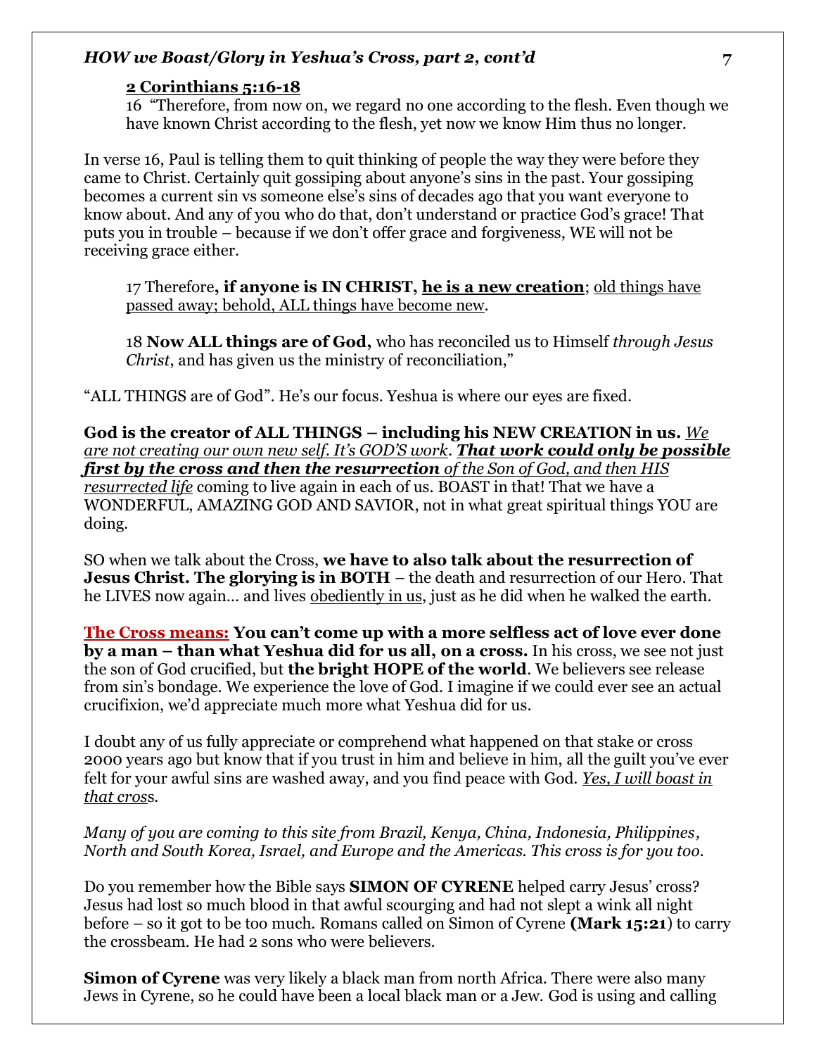**2 Corinthians 5:16-18**

16 "Therefore, from now on, we regard no one according to the flesh. Even though we have known Christ according to the flesh, yet now we know Him thus no longer.

In verse 16, Paul is telling them to quit thinking of people the way they were before they came to Christ. Certainly quit gossiping about anyone's sins in the past. Your gossiping becomes a current sin vs someone else's sins of decades ago that you want everyone to know about. And any of you who do that, don't understand or practice God's grace! That puts you in trouble – because if we don't offer grace and forgiveness, WE will not be receiving grace either.

17 Therefore**, if anyone is IN CHRIST, <u>he is a new creation</u>**; <u>old things have passed away; behold, ALL things have become new</u>.

18 **Now ALL things are of God,** who has reconciled us to Himself *through Jesus Christ*, and has given us the ministry of reconciliation,"

"ALL THINGS are of God". He's our focus. Yeshua is where our eyes are fixed.

**God is the creator of ALL THINGS – including his NEW CREATION in us.** *<u>We are not creating our own new self. It's GOD'S work</u>. **<u>That work could only be possible first by the cross and then the resurrection</u>** <u>of the Son of God, and then HIS resurrected life</u>* coming to live again in each of us. BOAST in that! That we have a WONDERFUL, AMAZING GOD AND SAVIOR, not in what great spiritual things YOU are doing.

SO when we talk about the Cross, **we have to also talk about the resurrection of Jesus Christ. The glorying is in BOTH** – the death and resurrection of our Hero. That he LIVES now again… and lives <u>obediently in us</u>, just as he did when he walked the earth.

**<u>The Cross means:</u> You can't come up with a more selfless act of love ever done by a man – than what Yeshua did for us all, on a cross.** In his cross, we see not just the son of God crucified, but **the bright HOPE of the world**. We believers see release from sin's bondage. We experience the love of God. I imagine if we could ever see an actual crucifixion, we'd appreciate much more what Yeshua did for us.

I doubt any of us fully appreciate or comprehend what happened on that stake or cross 2000 years ago but know that if you trust in him and believe in him, all the guilt you've ever felt for your awful sins are washed away, and you find peace with God. *<u>Yes, I will boast in that cros</u>s.*

*Many of you are coming to this site from Brazil, Kenya, China, Indonesia, Philippines, North and South Korea, Israel, and Europe and the Americas. This cross is for you too.*

Do you remember how the Bible says **SIMON OF CYRENE** helped carry Jesus' cross? Jesus had lost so much blood in that awful scourging and had not slept a wink all night before – so it got to be too much. Romans called on Simon of Cyrene **(Mark 15:21**) to carry the crossbeam. He had 2 sons who were believers.

**Simon of Cyrene** was very likely a black man from north Africa. There were also many Jews in Cyrene, so he could have been a local black man or a Jew. God is using and calling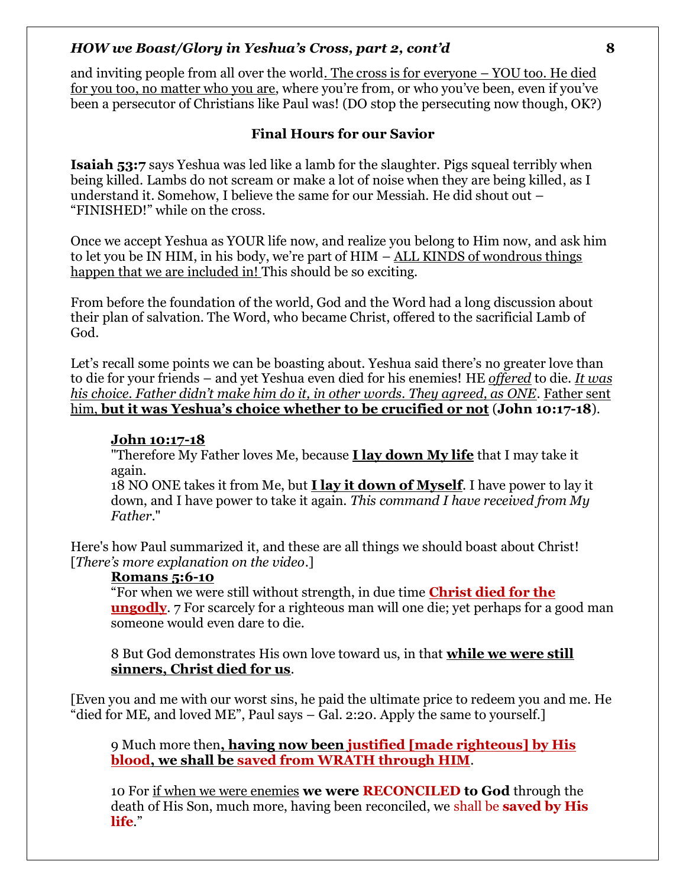and inviting people from all over the world. <u>The cross is for everyone – YOU too. He died for you too, no matter who you are</u>, where you're from, or who you've been, even if you've been a persecutor of Christians like Paul was! (DO stop the persecuting now though, OK?)

## Final Hours for our Savior

**Isaiah 53:7** says Yeshua was led like a lamb for the slaughter. Pigs squeal terribly when being killed. Lambs do not scream or make a lot of noise when they are being killed, as I understand it. Somehow, I believe the same for our Messiah. He did shout out – "FINISHED!" while on the cross.

Once we accept Yeshua as YOUR life now, and realize you belong to Him now, and ask him to let you be IN HIM, in his body, we're part of HIM – <u>ALL KINDS of wondrous things happen that we are included in!</u> This should be so exciting.

From before the foundation of the world, God and the Word had a long discussion about their plan of salvation. The Word, who became Christ, offered to the sacrificial Lamb of God.

Let's recall some points we can be boasting about. Yeshua said there's no greater love than to die for your friends – and yet Yeshua even died for his enemies! HE *<u>offered</u>* to die. *<u>It was his choice. Father didn't make him do it, in other words. They agreed, as ONE</u>*. <u>Father sent him, **but it was Yeshua's choice whether to be crucified or not**</u> (**John 10:17-18**).

> **<u>John 10:17-18</u>**
> "Therefore My Father loves Me, because **<u>I lay down My life</u>** that I may take it again.
> 18 NO ONE takes it from Me, but **<u>I lay it down of Myself</u>**. I have power to lay it down, and I have power to take it again. *This command I have received from My Father*."

Here's how Paul summarized it, and these are all things we should boast about Christ! [*There's more explanation on the video*.]

> **<u>Romans 5:6-10</u>**
> "For when we were still without strength, in due time **<u>Christ died for the ungodly</u>**. 7 For scarcely for a righteous man will one die; yet perhaps for a good man someone would even dare to die.
>
> 8 But God demonstrates His own love toward us, in that **<u>while we were still sinners, Christ died for us</u>**.

[Even you and me with our worst sins, he paid the ultimate price to redeem you and me. He "died for ME, and loved ME", Paul says – Gal. 2:20. Apply the same to yourself.]

> 9 Much more then**<u>, having now been justified [made righteous] by His blood</u>, <u>we shall be saved from WRATH through HIM</u>**.
>
> 10 For <u>if when we were enemies</u> **we were RECONCILED to God** through the death of His Son, much more, having been reconciled, we shall be **saved by His life**."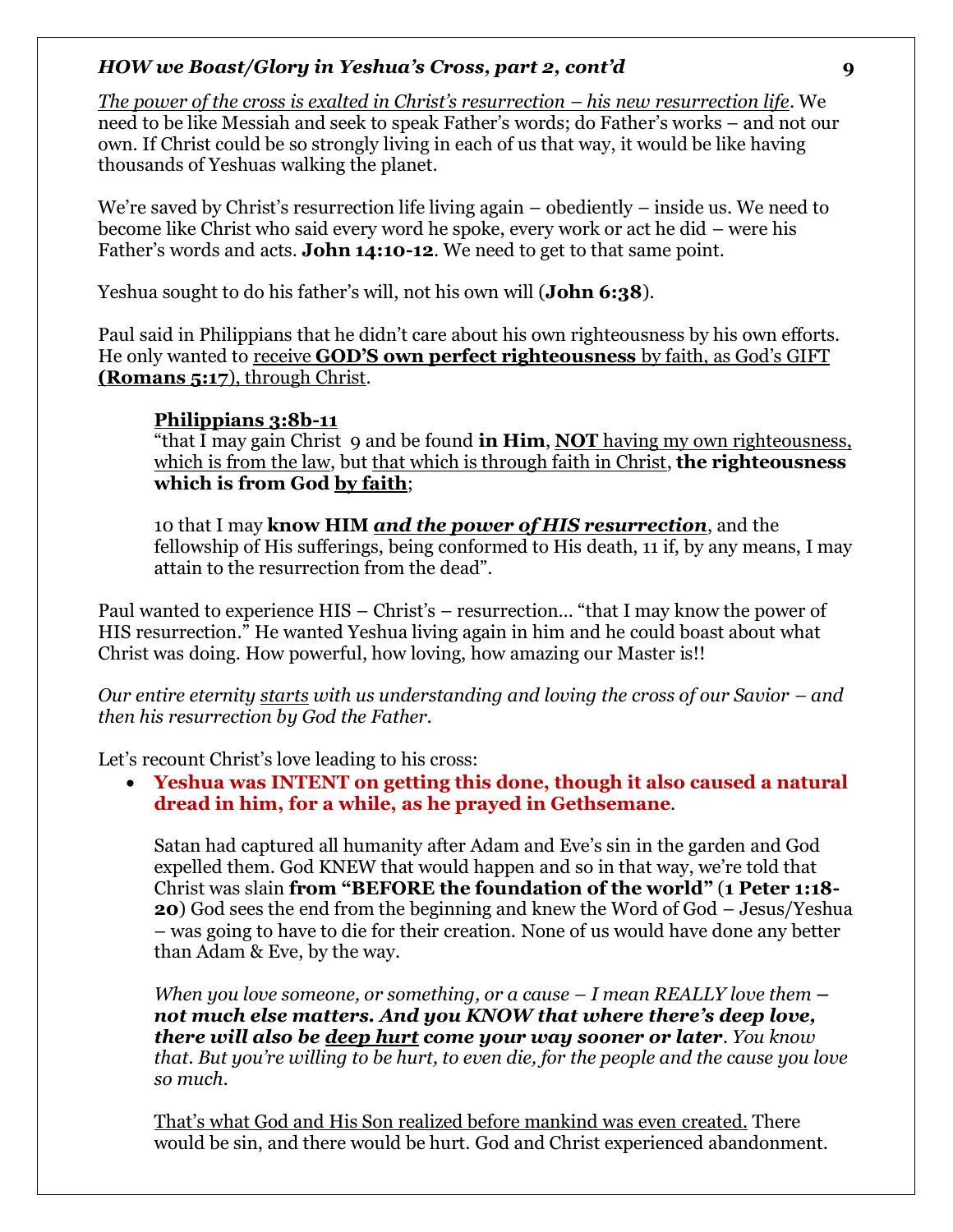*The power of the cross is exalted in Christ's resurrection – his new resurrection life*. We need to be like Messiah and seek to speak Father's words; do Father's works – and not our own. If Christ could be so strongly living in each of us that way, it would be like having thousands of Yeshuas walking the planet.

We're saved by Christ's resurrection life living again – obediently – inside us. We need to become like Christ who said every word he spoke, every work or act he did – were his Father's words and acts. **John 14:10-12**. We need to get to that same point.

Yeshua sought to do his father's will, not his own will (**John 6:38**).

Paul said in Philippians that he didn't care about his own righteousness by his own efforts. He only wanted to receive **GOD'S own perfect righteousness** by faith, as God's GIFT **(Romans 5:17)**, through Christ.

> **Philippians 3:8b-11**
> "that I may gain Christ 9 and be found **in Him**, **NOT** having my own righteousness, which is from the law, but that which is through faith in Christ, **the righteousness which is from God by faith**;
>
> 10 that I may **know HIM** ***and the power of HIS resurrection***, and the fellowship of His sufferings, being conformed to His death, 11 if, by any means, I may attain to the resurrection from the dead".

Paul wanted to experience HIS – Christ's – resurrection... "that I may know the power of HIS resurrection." He wanted Yeshua living again in him and he could boast about what Christ was doing. How powerful, how loving, how amazing our Master is!!

*Our entire eternity starts with us understanding and loving the cross of our Savior – and then his resurrection by God the Father.*

Let's recount Christ's love leading to his cross:

- **Yeshua was INTENT on getting this done, though it also caused a natural dread in him, for a while, as he prayed in Gethsemane**.

  Satan had captured all humanity after Adam and Eve's sin in the garden and God expelled them. God KNEW that would happen and so in that way, we're told that Christ was slain **from "BEFORE the foundation of the world"** (**1 Peter 1:18-20**) God sees the end from the beginning and knew the Word of God – Jesus/Yeshua – was going to have to die for their creation. None of us would have done any better than Adam & Eve, by the way.

  *When you love someone, or something, or a cause – I mean REALLY love them –* ***not much else matters. And you KNOW that where there's deep love, there will also be deep hurt come your way sooner or later****. You know that. But you're willing to be hurt, to even die, for the people and the cause you love so much.*

  That's what God and His Son realized before mankind was even created. There would be sin, and there would be hurt. God and Christ experienced abandonment.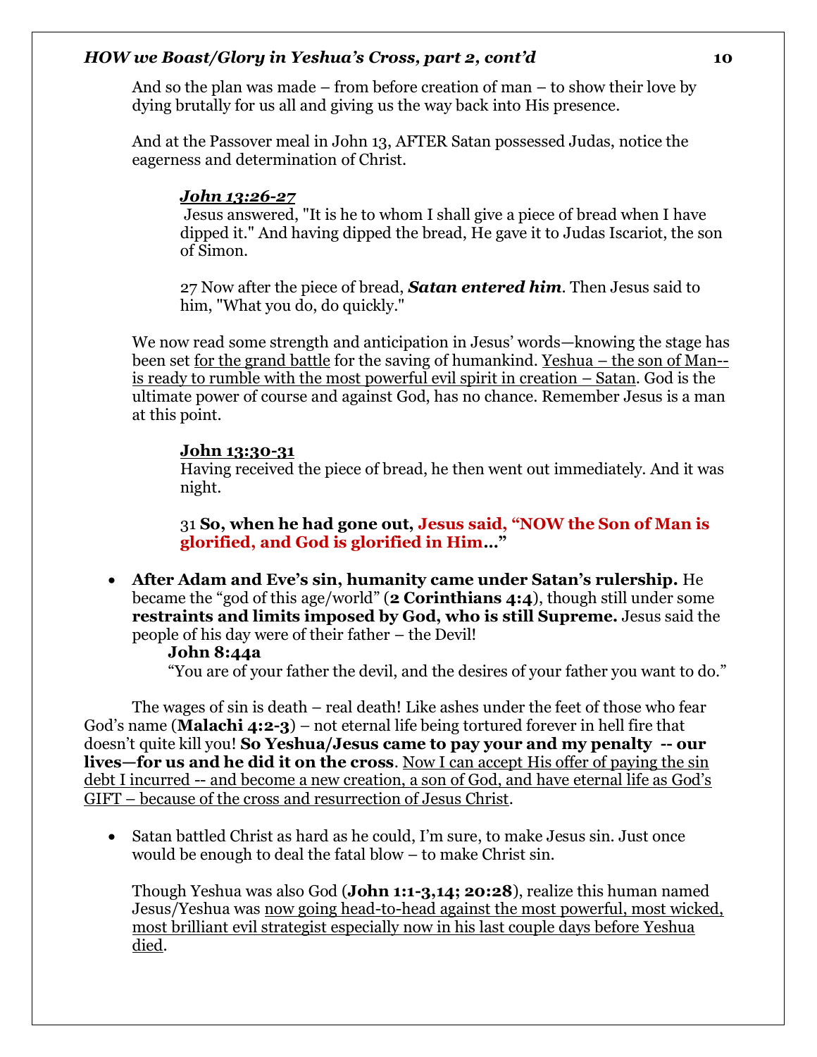And so the plan was made – from before creation of man – to show their love by dying brutally for us all and giving us the way back into His presence.

And at the Passover meal in John 13, AFTER Satan possessed Judas, notice the eagerness and determination of Christ.

> ***John 13:26-27***
> Jesus answered, "It is he to whom I shall give a piece of bread when I have dipped it." And having dipped the bread, He gave it to Judas Iscariot, the son of Simon.
>
> 27 Now after the piece of bread, ***Satan entered him***. Then Jesus said to him, "What you do, do quickly."

We now read some strength and anticipation in Jesus' words—knowing the stage has been set for the grand battle for the saving of humankind. Yeshua – the son of Man--is ready to rumble with the most powerful evil spirit in creation – Satan. God is the ultimate power of course and against God, has no chance. Remember Jesus is a man at this point.

> **John 13:30-31**
> Having received the piece of bread, he then went out immediately. And it was night.
>
> 31 **So, when he had gone out, Jesus said, "NOW the Son of Man is glorified, and God is glorified in Him..."**

- **After Adam and Eve's sin, humanity came under Satan's rulership.** He became the "god of this age/world" (**2 Corinthians 4:4**), though still under some **restraints and limits imposed by God, who is still Supreme.** Jesus said the people of his day were of their father – the Devil!
  **John 8:44a**
  "You are of your father the devil, and the desires of your father you want to do."

The wages of sin is death – real death! Like ashes under the feet of those who fear God's name (**Malachi 4:2-3**) – not eternal life being tortured forever in hell fire that doesn't quite kill you! **So Yeshua/Jesus came to pay your and my penalty -- our lives—for us and he did it on the cross**. Now I can accept His offer of paying the sin debt I incurred -- and become a new creation, a son of God, and have eternal life as God's GIFT – because of the cross and resurrection of Jesus Christ.

- Satan battled Christ as hard as he could, I'm sure, to make Jesus sin. Just once would be enough to deal the fatal blow – to make Christ sin.

  Though Yeshua was also God (**John 1:1-3,14; 20:28**), realize this human named Jesus/Yeshua was now going head-to-head against the most powerful, most wicked, most brilliant evil strategist especially now in his last couple days before Yeshua died.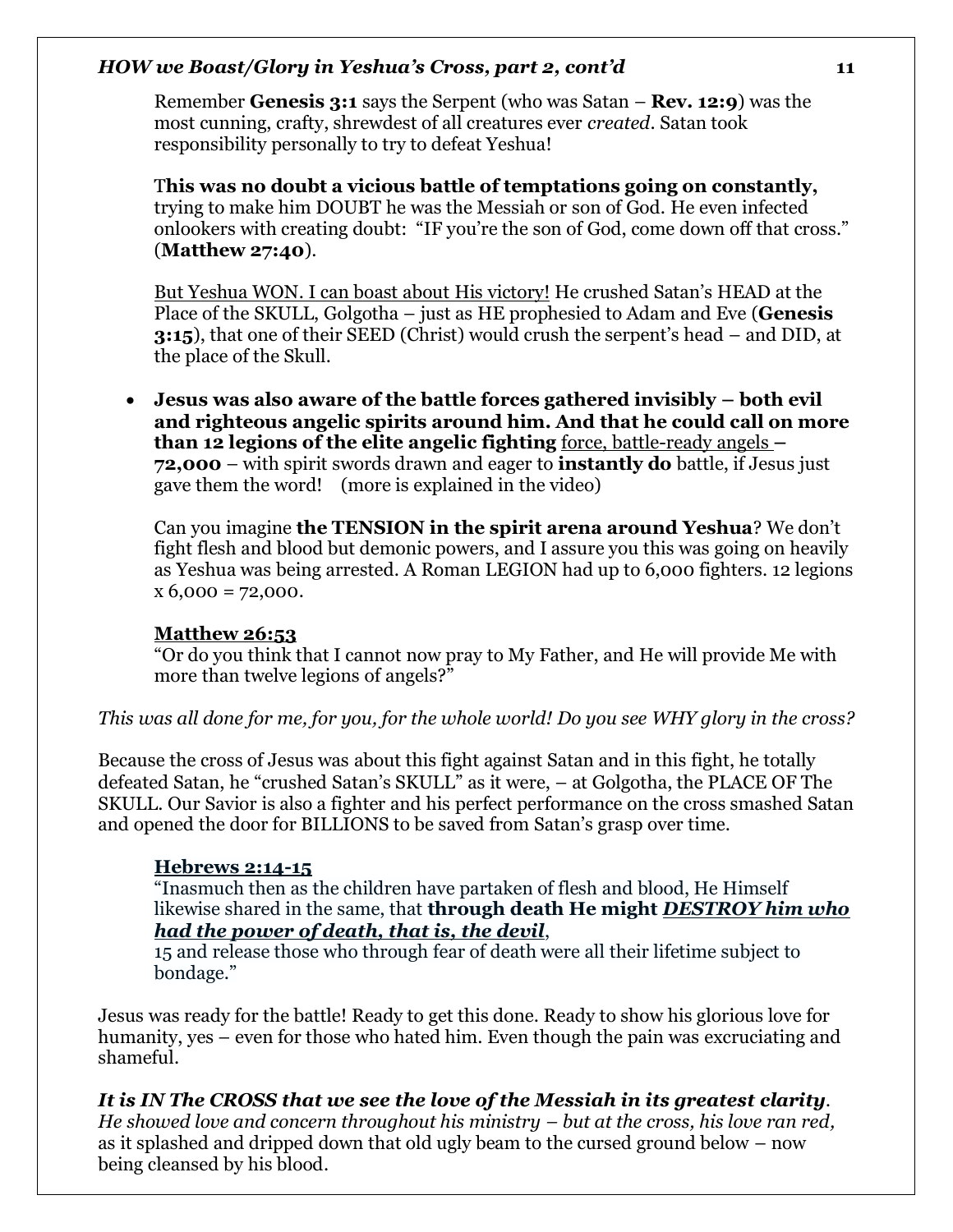Remember **Genesis 3:1** says the Serpent (who was Satan – **Rev. 12:9**) was the most cunning, crafty, shrewdest of all creatures ever *created*. Satan took responsibility personally to try to defeat Yeshua!

T**his was no doubt a vicious battle of temptations going on constantly,** trying to make him DOUBT he was the Messiah or son of God. He even infected onlookers with creating doubt: "IF you're the son of God, come down off that cross." (**Matthew 27:40**).

<u>But Yeshua WON. I can boast about His victory!</u> He crushed Satan's HEAD at the Place of the SKULL, Golgotha – just as HE prophesied to Adam and Eve (**Genesis 3:15**), that one of their SEED (Christ) would crush the serpent's head – and DID, at the place of the Skull.

- **Jesus was also aware of the battle forces gathered invisibly – both evil and righteous angelic spirits around him. And that he could call on more than 12 legions of the elite angelic fighting** <u>force, battle-ready angels</u> **– 72,000** – with spirit swords drawn and eager to **instantly do** battle, if Jesus just gave them the word! (more is explained in the video)

Can you imagine **the TENSION in the spirit arena around Yeshua**? We don't fight flesh and blood but demonic powers, and I assure you this was going on heavily as Yeshua was being arrested. A Roman LEGION had up to 6,000 fighters. 12 legions x 6,000 = 72,000.

**<u>Matthew 26:53</u>**
"Or do you think that I cannot now pray to My Father, and He will provide Me with more than twelve legions of angels?"

*This was all done for me, for you, for the whole world! Do you see WHY glory in the cross?*

Because the cross of Jesus was about this fight against Satan and in this fight, he totally defeated Satan, he "crushed Satan's SKULL" as it were, – at Golgotha, the PLACE OF The SKULL. Our Savior is also a fighter and his perfect performance on the cross smashed Satan and opened the door for BILLIONS to be saved from Satan's grasp over time.

**<u>Hebrews 2:14-15</u>**
"Inasmuch then as the children have partaken of flesh and blood, He Himself likewise shared in the same, that **through death He might *<u>DESTROY him who had the power of death, that is, the devil</u>***,
15 and release those who through fear of death were all their lifetime subject to bondage."

Jesus was ready for the battle! Ready to get this done. Ready to show his glorious love for humanity, yes – even for those who hated him. Even though the pain was excruciating and shameful.

***It is IN The CROSS that we see the love of the Messiah in its greatest clarity***.
*He showed love and concern throughout his ministry – but at the cross, his love ran red,* as it splashed and dripped down that old ugly beam to the cursed ground below – now being cleansed by his blood.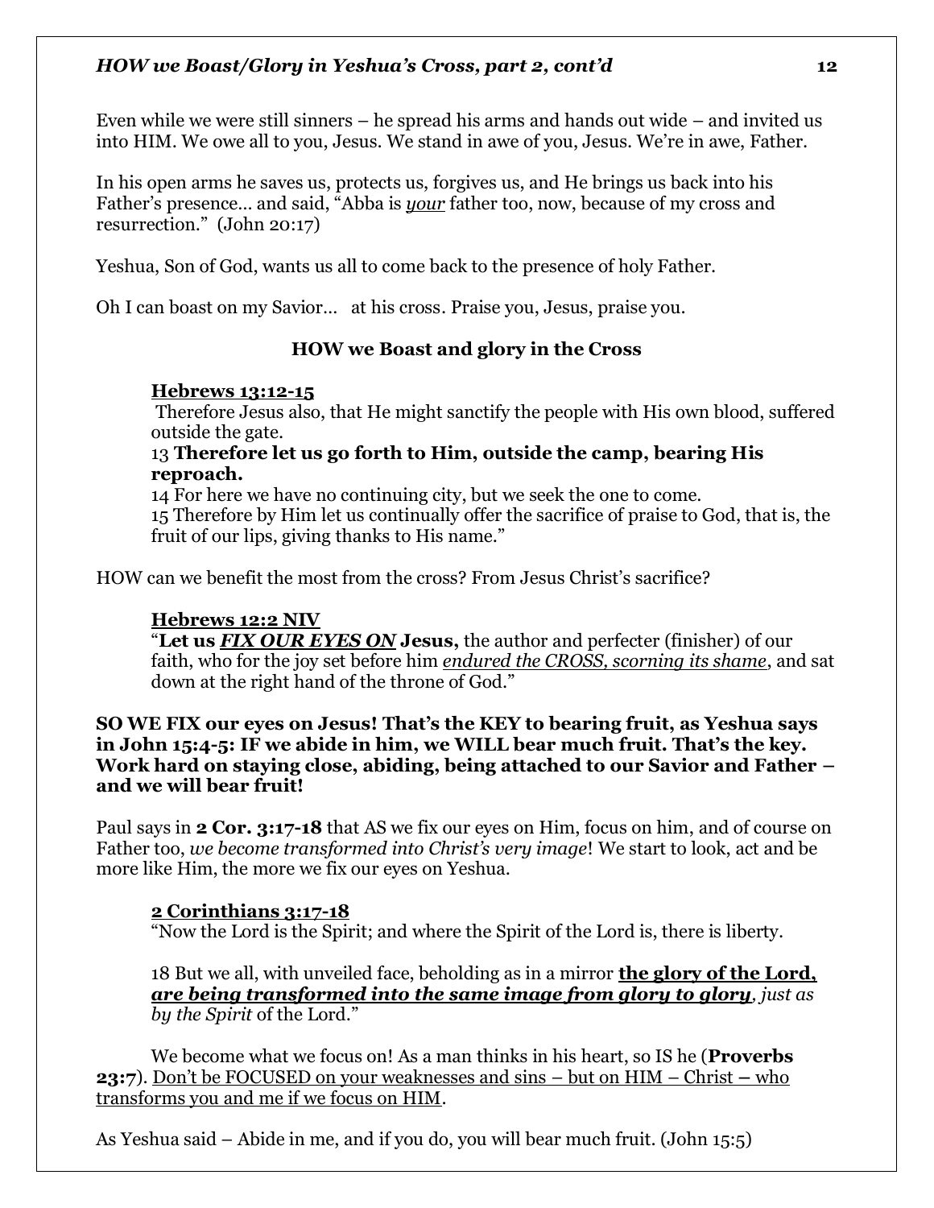Even while we were still sinners – he spread his arms and hands out wide – and invited us into HIM. We owe all to you, Jesus. We stand in awe of you, Jesus. We're in awe, Father.

In his open arms he saves us, protects us, forgives us, and He brings us back into his Father's presence… and said, "Abba is ***your*** father too, now, because of my cross and resurrection." (John 20:17)

Yeshua, Son of God, wants us all to come back to the presence of holy Father.

Oh I can boast on my Savior… at his cross. Praise you, Jesus, praise you.

**HOW we Boast and glory in the Cross**

> **Hebrews 13:12-15**
> Therefore Jesus also, that He might sanctify the people with His own blood, suffered outside the gate.
> 13 **Therefore let us go forth to Him, outside the camp, bearing His reproach.**
> 14 For here we have no continuing city, but we seek the one to come.
> 15 Therefore by Him let us continually offer the sacrifice of praise to God, that is, the fruit of our lips, giving thanks to His name."

HOW can we benefit the most from the cross? From Jesus Christ's sacrifice?

> **Hebrews 12:2 NIV**
> "**Let us *FIX OUR EYES ON* Jesus,** the author and perfecter (finisher) of our faith, who for the joy set before him *endured the CROSS, scorning its shame*, and sat down at the right hand of the throne of God."

**SO WE FIX our eyes on Jesus! That's the KEY to bearing fruit, as Yeshua says in John 15:4-5: IF we abide in him, we WILL bear much fruit. That's the key. Work hard on staying close, abiding, being attached to our Savior and Father – and we will bear fruit!**

Paul says in **2 Cor. 3:17-18** that AS we fix our eyes on Him, focus on him, and of course on Father too, *we become transformed into Christ's very image*! We start to look, act and be more like Him, the more we fix our eyes on Yeshua.

> **2 Corinthians 3:17-18**
> "Now the Lord is the Spirit; and where the Spirit of the Lord is, there is liberty.
>
> 18 But we all, with unveiled face, beholding as in a mirror **the glory of the Lord, *are being transformed into the same image from glory to glory***, *just as by the Spirit* of the Lord."
>
> We become what we focus on! As a man thinks in his heart, so IS he (**Proverbs 23:7**). Don't be FOCUSED on your weaknesses and sins – but on HIM – Christ – who transforms you and me if we focus on HIM.

As Yeshua said – Abide in me, and if you do, you will bear much fruit. (John 15:5)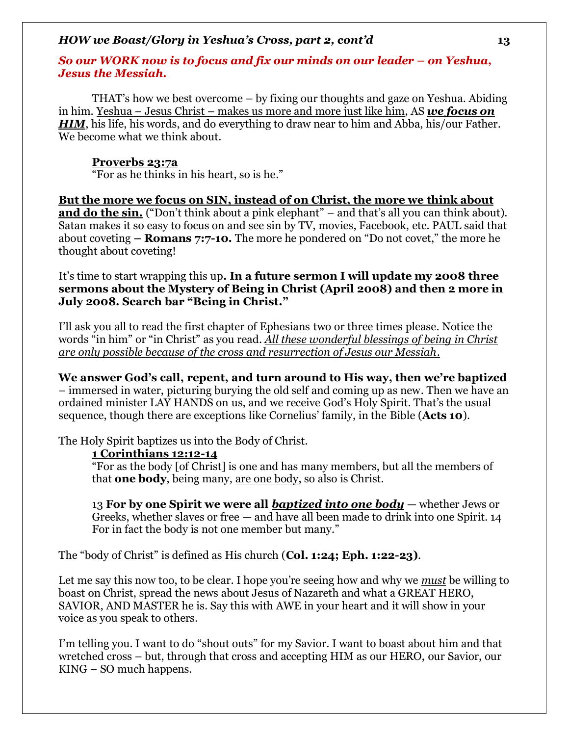***So our WORK now is to focus and fix our minds on our leader – on Yeshua, Jesus the Messiah.***

THAT's how we best overcome – by fixing our thoughts and gaze on Yeshua. Abiding in him. Yeshua – Jesus Christ – makes us more and more just like him, AS ***we focus on HIM***, his life, his words, and do everything to draw near to him and Abba, his/our Father. We become what we think about.

**Proverbs 23:7a**
"For as he thinks in his heart, so is he."

**But the more we focus on SIN, instead of on Christ, the more we think about and do the sin.** ("Don't think about a pink elephant" – and that's all you can think about). Satan makes it so easy to focus on and see sin by TV, movies, Facebook, etc. PAUL said that about coveting **– Romans 7:7-10.** The more he pondered on "Do not covet," the more he thought about coveting!

It's time to start wrapping this up**. In a future sermon I will update my 2008 three sermons about the Mystery of Being in Christ (April 2008) and then 2 more in July 2008. Search bar "Being in Christ."**

I'll ask you all to read the first chapter of Ephesians two or three times please. Notice the words "in him" or "in Christ" as you read. *All these wonderful blessings of being in Christ are only possible because of the cross and resurrection of Jesus our Messiah*.

**We answer God's call, repent, and turn around to His way, then we're baptized** – immersed in water, picturing burying the old self and coming up as new. Then we have an ordained minister LAY HANDS on us, and we receive God's Holy Spirit. That's the usual sequence, though there are exceptions like Cornelius' family, in the Bible (**Acts 10**).

The Holy Spirit baptizes us into the Body of Christ.

**1 Corinthians 12:12-14**
"For as the body [of Christ] is one and has many members, but all the members of that **one body**, being many, are one body, so also is Christ.

13 **For by one Spirit we were all *baptized into one body*** — whether Jews or Greeks, whether slaves or free — and have all been made to drink into one Spirit. 14 For in fact the body is not one member but many."

The "body of Christ" is defined as His church (**Col. 1:24; Eph. 1:22-23)**.

Let me say this now too, to be clear. I hope you're seeing how and why we *must* be willing to boast on Christ, spread the news about Jesus of Nazareth and what a GREAT HERO, SAVIOR, AND MASTER he is. Say this with AWE in your heart and it will show in your voice as you speak to others.

I'm telling you. I want to do "shout outs" for my Savior. I want to boast about him and that wretched cross – but, through that cross and accepting HIM as our HERO, our Savior, our KING – SO much happens.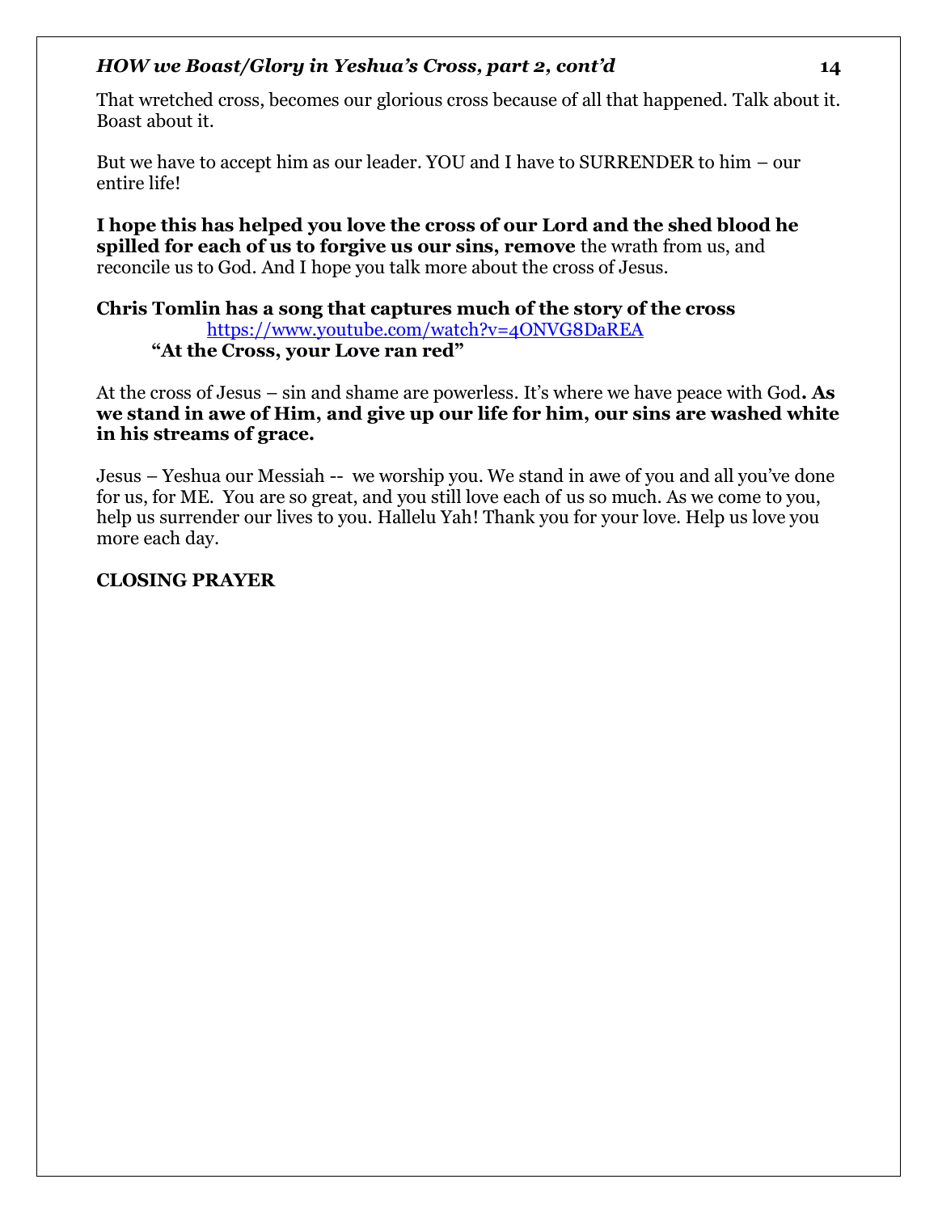That wretched cross, becomes our glorious cross because of all that happened. Talk about it. Boast about it.

But we have to accept him as our leader. YOU and I have to SURRENDER to him – our entire life!

**I hope this has helped you love the cross of our Lord and the shed blood he spilled for each of us to forgive us our sins, remove** the wrath from us, and reconcile us to God. And I hope you talk more about the cross of Jesus.

**Chris Tomlin has a song that captures much of the story of the cross**
[https://www.youtube.com/watch?v=4ONVG8DaREA](https://www.youtube.com/watch?v=4ONVG8DaREA)
**"At the Cross, your Love ran red"**

At the cross of Jesus – sin and shame are powerless. It's where we have peace with God**. As we stand in awe of Him, and give up our life for him, our sins are washed white in his streams of grace.**

Jesus – Yeshua our Messiah -- we worship you. We stand in awe of you and all you've done for us, for ME. You are so great, and you still love each of us so much. As we come to you, help us surrender our lives to you. Hallelu Yah! Thank you for your love. Help us love you more each day.

**CLOSING PRAYER**